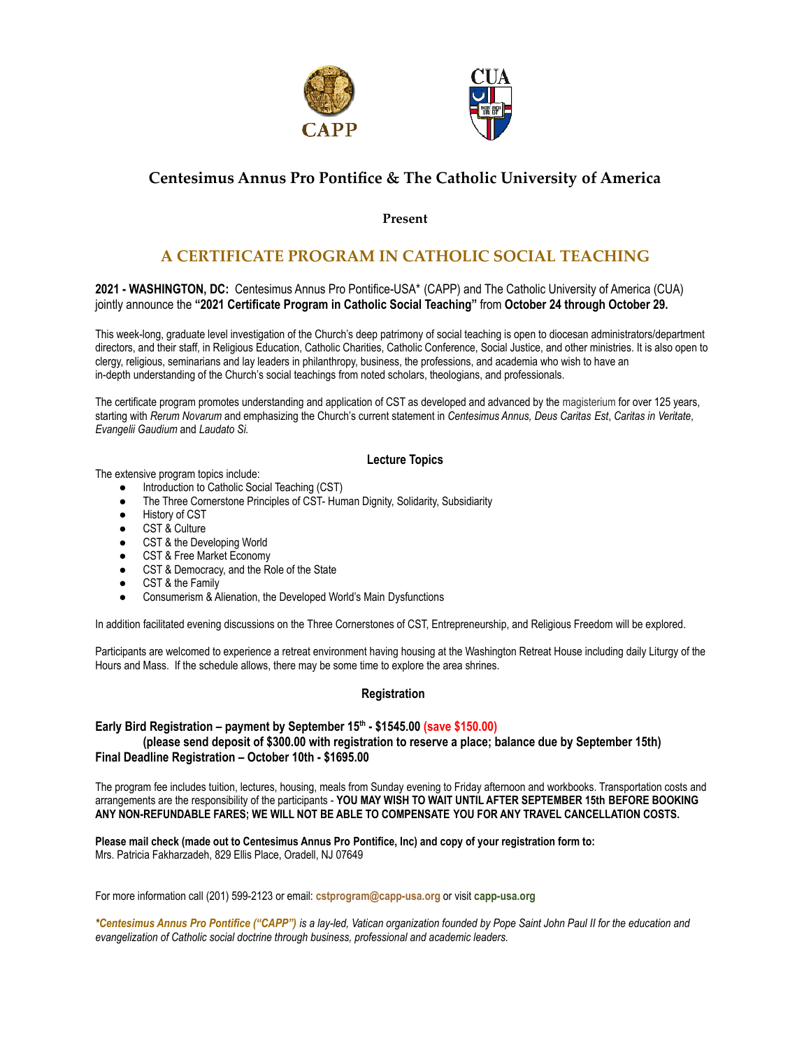CAPP

CUA

## Centesimus Annus Pro Pontifice & The Catholic University of America

**Present**

# A CERTIFICATE PROGRAM IN CATHOLIC SOCIAL TEACHING

**2021 - WASHINGTON, DC:** Centesimus Annus Pro Pontifice-USA* (CAPP) and The Catholic University of America (CUA) jointly announce the **"2021 Certificate Program in Catholic Social Teaching"** from **October 24 through October 29.**

This week-long, graduate level investigation of the Church's deep patrimony of social teaching is open to diocesan administrators/department directors, and their staff, in Religious Education, Catholic Charities, Catholic Conference, Social Justice, and other ministries. It is also open to clergy, religious, seminarians and lay leaders in philanthropy, business, the professions, and academia who wish to have an in-depth understanding of the Church's social teachings from noted scholars, theologians, and professionals.

The certificate program promotes understanding and application of CST as developed and advanced by the magisterium for over 125 years, starting with *Rerum Novarum* and emphasizing the Church's current statement in *Centesimus Annus, Deus Caritas Est*, *Caritas in Veritate*, *Evangelii Gaudium* and *Laudato Si.*

### Lecture Topics

The extensive program topics include:

- Introduction to Catholic Social Teaching (CST)
- The Three Cornerstone Principles of CST- Human Dignity, Solidarity, Subsidiarity
- History of CST
- CST & Culture
- CST & the Developing World
- CST & Free Market Economy
- CST & Democracy, and the Role of the State
- CST & the Family
- Consumerism & Alienation, the Developed World's Main Dysfunctions

In addition facilitated evening discussions on the Three Cornerstones of CST, Entrepreneurship, and Religious Freedom will be explored.

Participants are welcomed to experience a retreat environment having housing at the Washington Retreat House including daily Liturgy of the Hours and Mass. If the schedule allows, there may be some time to explore the area shrines.

### Registration

**Early Bird Registration – payment by September 15th - $1545.00 (save $150.00)**
**(please send deposit of $300.00 with registration to reserve a place; balance due by September 15th)**
**Final Deadline Registration – October 10th - $1695.00**

The program fee includes tuition, lectures, housing, meals from Sunday evening to Friday afternoon and workbooks. Transportation costs and arrangements are the responsibility of the participants - **YOU MAY WISH TO WAIT UNTIL AFTER SEPTEMBER 15th BEFORE BOOKING ANY NON-REFUNDABLE FARES; WE WILL NOT BE ABLE TO COMPENSATE YOU FOR ANY TRAVEL CANCELLATION COSTS.**

**Please mail check (made out to Centesimus Annus Pro Pontifice, Inc) and copy of your registration form to:**
Mrs. Patricia Fakharzadeh, 829 Ellis Place, Oradell, NJ 07649

For more information call (201) 599-2123 or email: **cstprogram@capp-usa.org** or visit **capp-usa.org**

***Centesimus Annus Pro Pontifice ("CAPP")*** *is a lay-led, Vatican organization founded by Pope Saint John Paul II for the education and evangelization of Catholic social doctrine through business, professional and academic leaders.*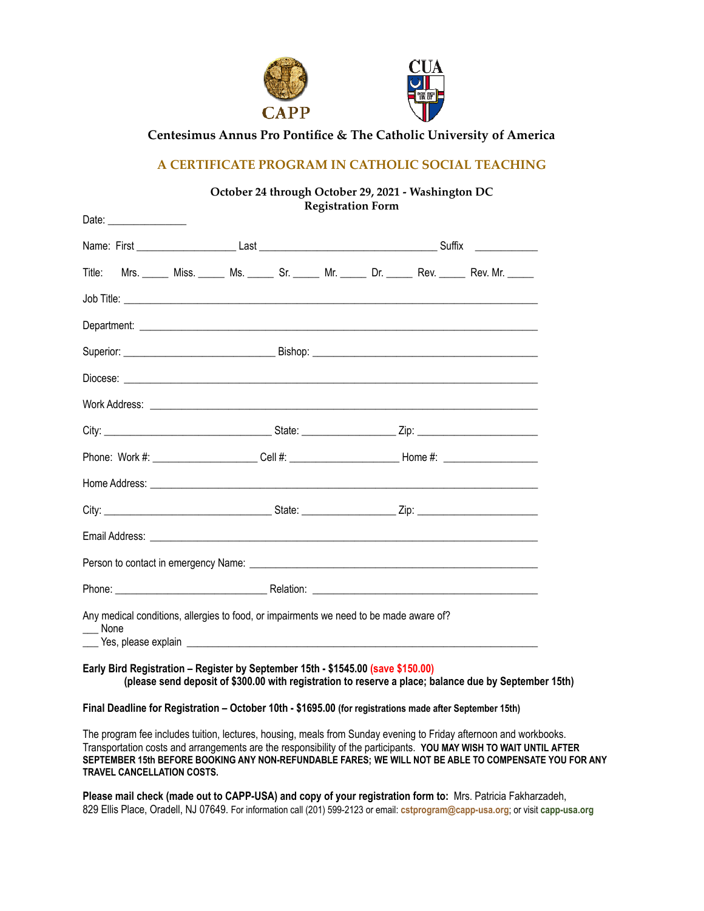CAPP

CUA

**Centesimus Annus Pro Pontifice & The Catholic University of America**

## A CERTIFICATE PROGRAM IN CATHOLIC SOCIAL TEACHING

**October 24 through October 29, 2021 - Washington DC**
**Registration Form**

Date: _______________

Name: First ___________________ Last _________________________________ Suffix ____________

Title: Mrs. _____ Miss. _____ Ms. _____ Sr. _____ Mr. _____ Dr. _____ Rev. _____ Rev. Mr. _____

Job Title: ______________________________________________________________________________

Department: ____________________________________________________________________________

Superior: ____________________________ Bishop: __________________________________________

Diocese: ______________________________________________________________________________

Work Address: _________________________________________________________________________

City: _______________________________ State: _________________ Zip: ______________________

Phone: Work #: ___________________ Cell #: ____________________ Home #: _________________

Home Address: _________________________________________________________________________

City: _______________________________ State: _________________ Zip: ______________________

Email Address: _________________________________________________________________________

Person to contact in emergency Name: ______________________________________________________

Phone: ____________________________ Relation: __________________________________________

Any medical conditions, allergies to food, or impairments we need to be made aware of?
___ None
___ Yes, please explain _________________________________________________________________

**Early Bird Registration – Register by September 15th - $1545.00 (save $150.00)**
**(please send deposit of $300.00 with registration to reserve a place; balance due by September 15th)**

**Final Deadline for Registration – October 10th - $1695.00 (for registrations made after September 15th)**

The program fee includes tuition, lectures, housing, meals from Sunday evening to Friday afternoon and workbooks. Transportation costs and arrangements are the responsibility of the participants. **YOU MAY WISH TO WAIT UNTIL AFTER SEPTEMBER 15th BEFORE BOOKING ANY NON-REFUNDABLE FARES; WE WILL NOT BE ABLE TO COMPENSATE YOU FOR ANY TRAVEL CANCELLATION COSTS.**

**Please mail check (made out to CAPP-USA) and copy of your registration form to:** Mrs. Patricia Fakharzadeh, 829 Ellis Place, Oradell, NJ 07649. For information call (201) 599-2123 or email: **cstprogram@capp-usa.org**; or visit **capp-usa.org**